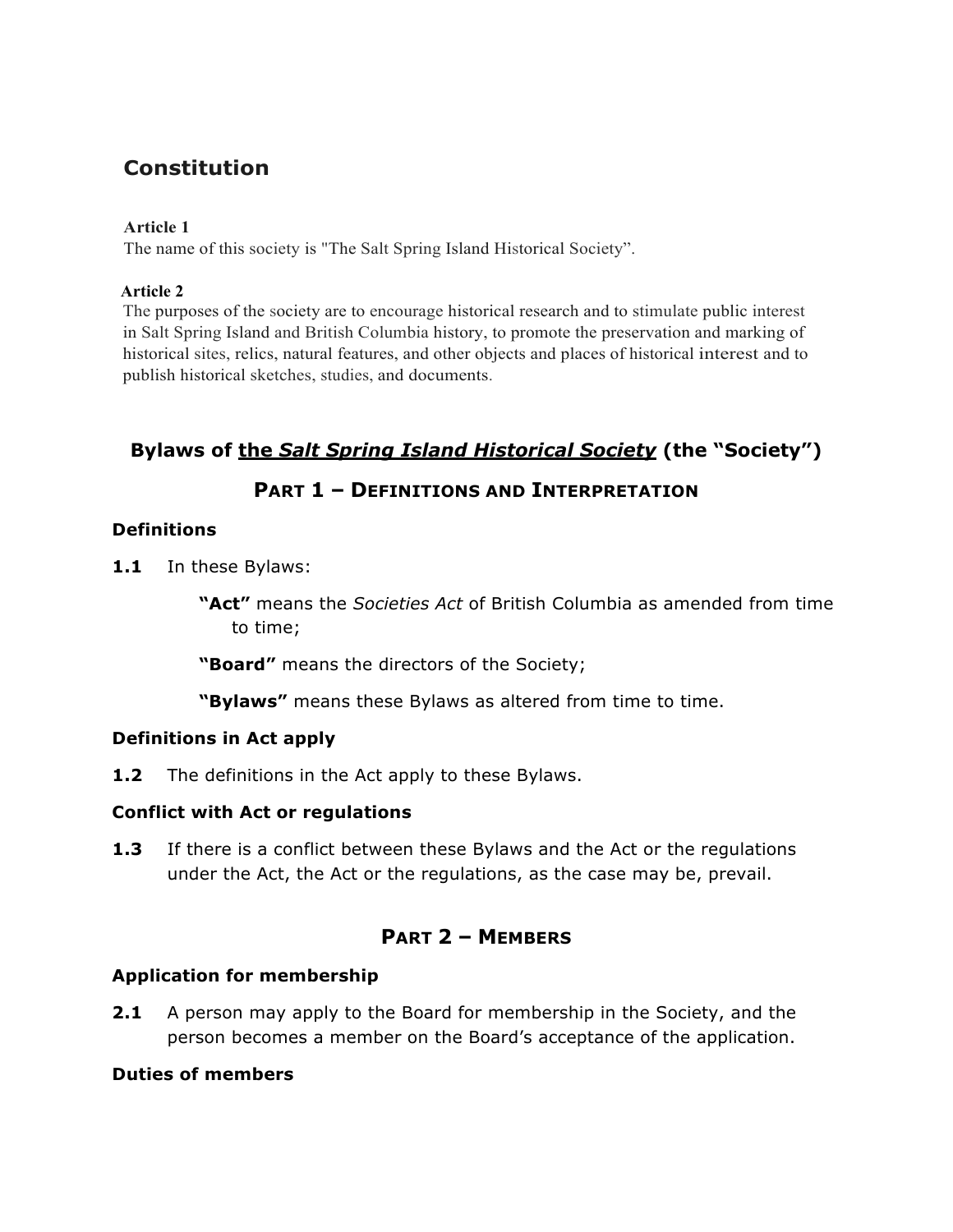# Constitution

**Article 1**

The name of this society is "The Salt Spring Island Historical Society".

**Article 2**

The purposes of the society are to encourage historical research and to stimulate public interest in Salt Spring Island and British Columbia history, to promote the preservation and marking of historical sites, relics, natural features, and other objects and places of historical interest and to publish historical sketches, studies, and documents.

## Bylaws of <u>the *Salt Spring Island Historical Society*</u> (the "Society")

## PART 1 – DEFINITIONS AND INTERPRETATION

### Definitions

**1.1** In these Bylaws:

> **"Act"** means the *Societies Act* of British Columbia as amended from time to time;
>
> **"Board"** means the directors of the Society;
>
> **"Bylaws"** means these Bylaws as altered from time to time.

### Definitions in Act apply

**1.2** The definitions in the Act apply to these Bylaws.

### Conflict with Act or regulations

**1.3** If there is a conflict between these Bylaws and the Act or the regulations under the Act, the Act or the regulations, as the case may be, prevail.

## PART 2 – MEMBERS

### Application for membership

**2.1** A person may apply to the Board for membership in the Society, and the person becomes a member on the Board's acceptance of the application.

### Duties of members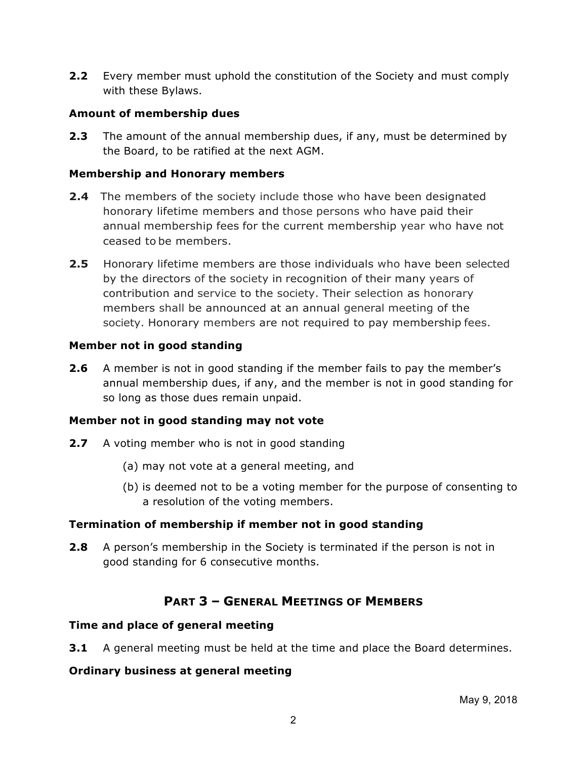**2.2** Every member must uphold the constitution of the Society and must comply with these Bylaws.

**Amount of membership dues**

**2.3** The amount of the annual membership dues, if any, must be determined by the Board, to be ratified at the next AGM.

**Membership and Honorary members**

**2.4** The members of the society include those who have been designated honorary lifetime members and those persons who have paid their annual membership fees for the current membership year who have not ceased to be members.

**2.5** Honorary lifetime members are those individuals who have been selected by the directors of the society in recognition of their many years of contribution and service to the society. Their selection as honorary members shall be announced at an annual general meeting of the society. Honorary members are not required to pay membership fees.

**Member not in good standing**

**2.6** A member is not in good standing if the member fails to pay the member's annual membership dues, if any, and the member is not in good standing for so long as those dues remain unpaid.

**Member not in good standing may not vote**

**2.7** A voting member who is not in good standing

(a) may not vote at a general meeting, and

(b) is deemed not to be a voting member for the purpose of consenting to a resolution of the voting members.

**Termination of membership if member not in good standing**

**2.8** A person's membership in the Society is terminated if the person is not in good standing for 6 consecutive months.

## PART 3 – GENERAL MEETINGS OF MEMBERS

**Time and place of general meeting**

**3.1** A general meeting must be held at the time and place the Board determines.

**Ordinary business at general meeting**

May 9, 2018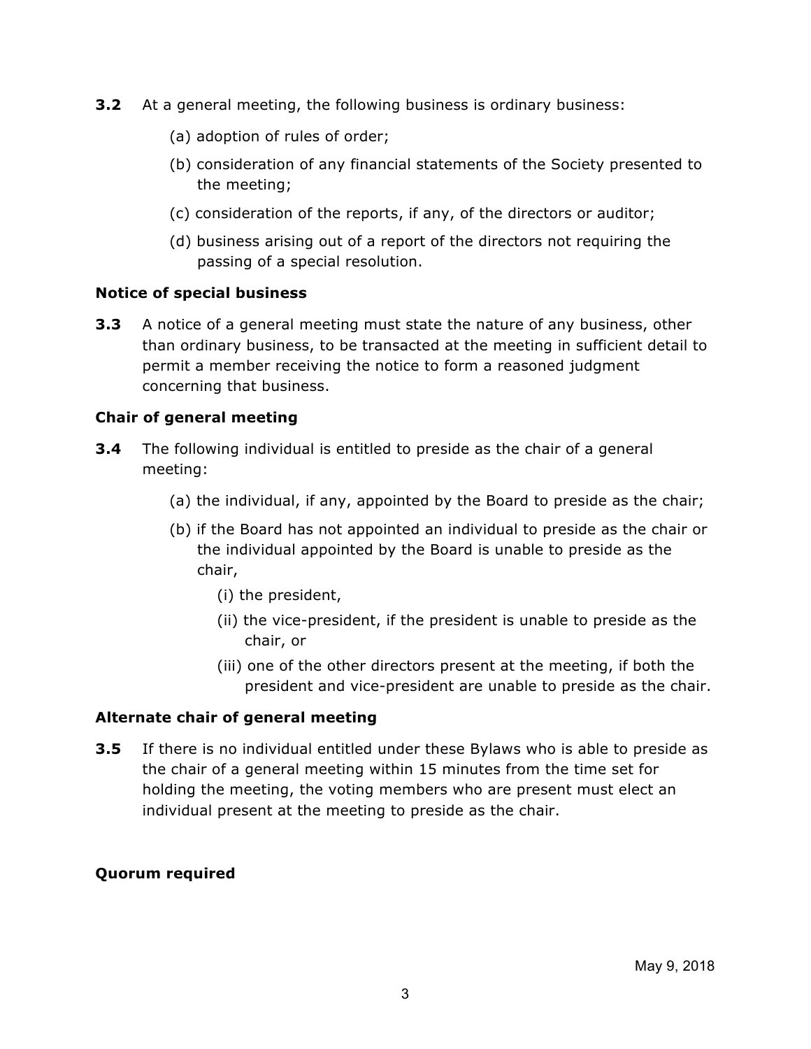**3.2** At a general meeting, the following business is ordinary business:

(a) adoption of rules of order;

(b) consideration of any financial statements of the Society presented to the meeting;

(c) consideration of the reports, if any, of the directors or auditor;

(d) business arising out of a report of the directors not requiring the passing of a special resolution.

**Notice of special business**

**3.3** A notice of a general meeting must state the nature of any business, other than ordinary business, to be transacted at the meeting in sufficient detail to permit a member receiving the notice to form a reasoned judgment concerning that business.

**Chair of general meeting**

**3.4** The following individual is entitled to preside as the chair of a general meeting:

(a) the individual, if any, appointed by the Board to preside as the chair;

(b) if the Board has not appointed an individual to preside as the chair or the individual appointed by the Board is unable to preside as the chair,

(i) the president,

(ii) the vice-president, if the president is unable to preside as the chair, or

(iii) one of the other directors present at the meeting, if both the president and vice-president are unable to preside as the chair.

**Alternate chair of general meeting**

**3.5** If there is no individual entitled under these Bylaws who is able to preside as the chair of a general meeting within 15 minutes from the time set for holding the meeting, the voting members who are present must elect an individual present at the meeting to preside as the chair.

**Quorum required**

May 9, 2018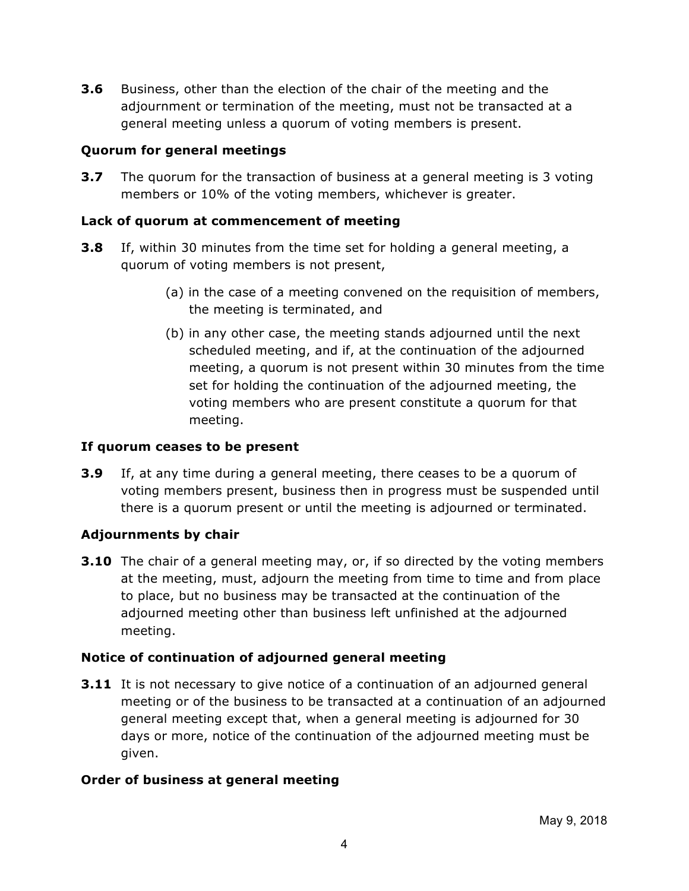**3.6** Business, other than the election of the chair of the meeting and the adjournment or termination of the meeting, must not be transacted at a general meeting unless a quorum of voting members is present.

### Quorum for general meetings

**3.7** The quorum for the transaction of business at a general meeting is 3 voting members or 10% of the voting members, whichever is greater.

### Lack of quorum at commencement of meeting

**3.8** If, within 30 minutes from the time set for holding a general meeting, a quorum of voting members is not present,

(a) in the case of a meeting convened on the requisition of members, the meeting is terminated, and

(b) in any other case, the meeting stands adjourned until the next scheduled meeting, and if, at the continuation of the adjourned meeting, a quorum is not present within 30 minutes from the time set for holding the continuation of the adjourned meeting, the voting members who are present constitute a quorum for that meeting.

### If quorum ceases to be present

**3.9** If, at any time during a general meeting, there ceases to be a quorum of voting members present, business then in progress must be suspended until there is a quorum present or until the meeting is adjourned or terminated.

### Adjournments by chair

**3.10** The chair of a general meeting may, or, if so directed by the voting members at the meeting, must, adjourn the meeting from time to time and from place to place, but no business may be transacted at the continuation of the adjourned meeting other than business left unfinished at the adjourned meeting.

### Notice of continuation of adjourned general meeting

**3.11** It is not necessary to give notice of a continuation of an adjourned general meeting or of the business to be transacted at a continuation of an adjourned general meeting except that, when a general meeting is adjourned for 30 days or more, notice of the continuation of the adjourned meeting must be given.

### Order of business at general meeting

May 9, 2018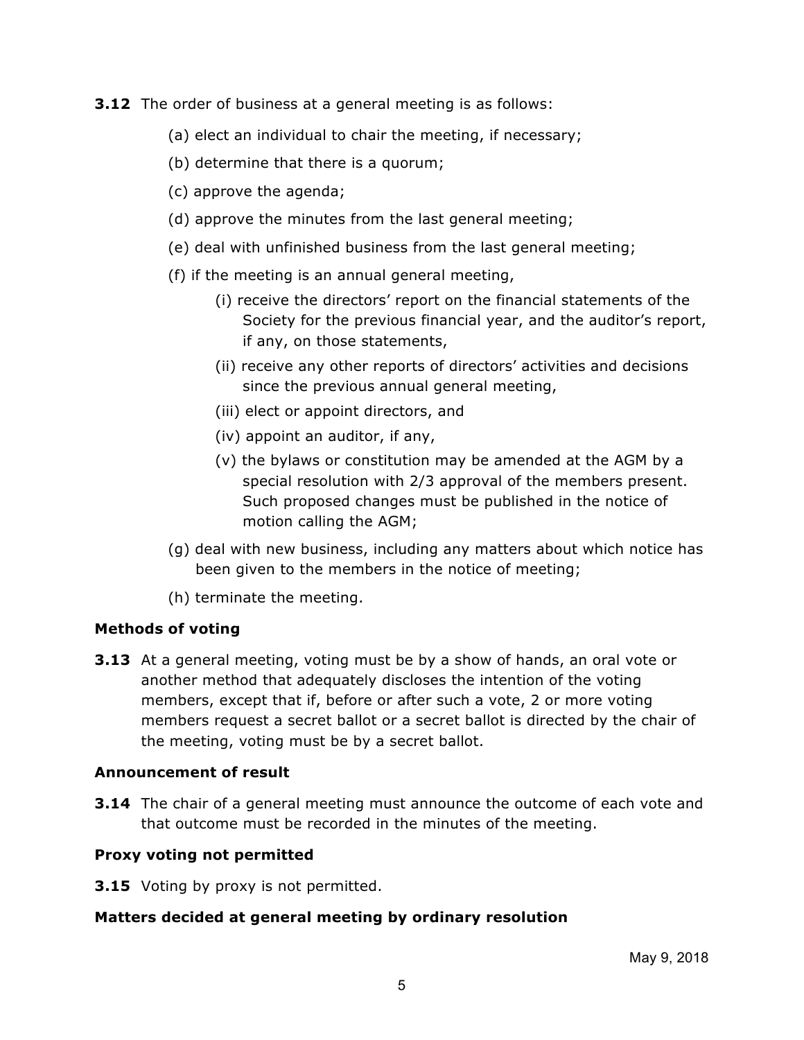**3.12** The order of business at a general meeting is as follows:

(a) elect an individual to chair the meeting, if necessary;

(b) determine that there is a quorum;

(c) approve the agenda;

(d) approve the minutes from the last general meeting;

(e) deal with unfinished business from the last general meeting;

(f) if the meeting is an annual general meeting,

(i) receive the directors' report on the financial statements of the Society for the previous financial year, and the auditor's report, if any, on those statements,

(ii) receive any other reports of directors' activities and decisions since the previous annual general meeting,

(iii) elect or appoint directors, and

(iv) appoint an auditor, if any,

(v) the bylaws or constitution may be amended at the AGM by a special resolution with 2/3 approval of the members present. Such proposed changes must be published in the notice of motion calling the AGM;

(g) deal with new business, including any matters about which notice has been given to the members in the notice of meeting;

(h) terminate the meeting.

**Methods of voting**

**3.13** At a general meeting, voting must be by a show of hands, an oral vote or another method that adequately discloses the intention of the voting members, except that if, before or after such a vote, 2 or more voting members request a secret ballot or a secret ballot is directed by the chair of the meeting, voting must be by a secret ballot.

**Announcement of result**

**3.14** The chair of a general meeting must announce the outcome of each vote and that outcome must be recorded in the minutes of the meeting.

**Proxy voting not permitted**

**3.15** Voting by proxy is not permitted.

**Matters decided at general meeting by ordinary resolution**

May 9, 2018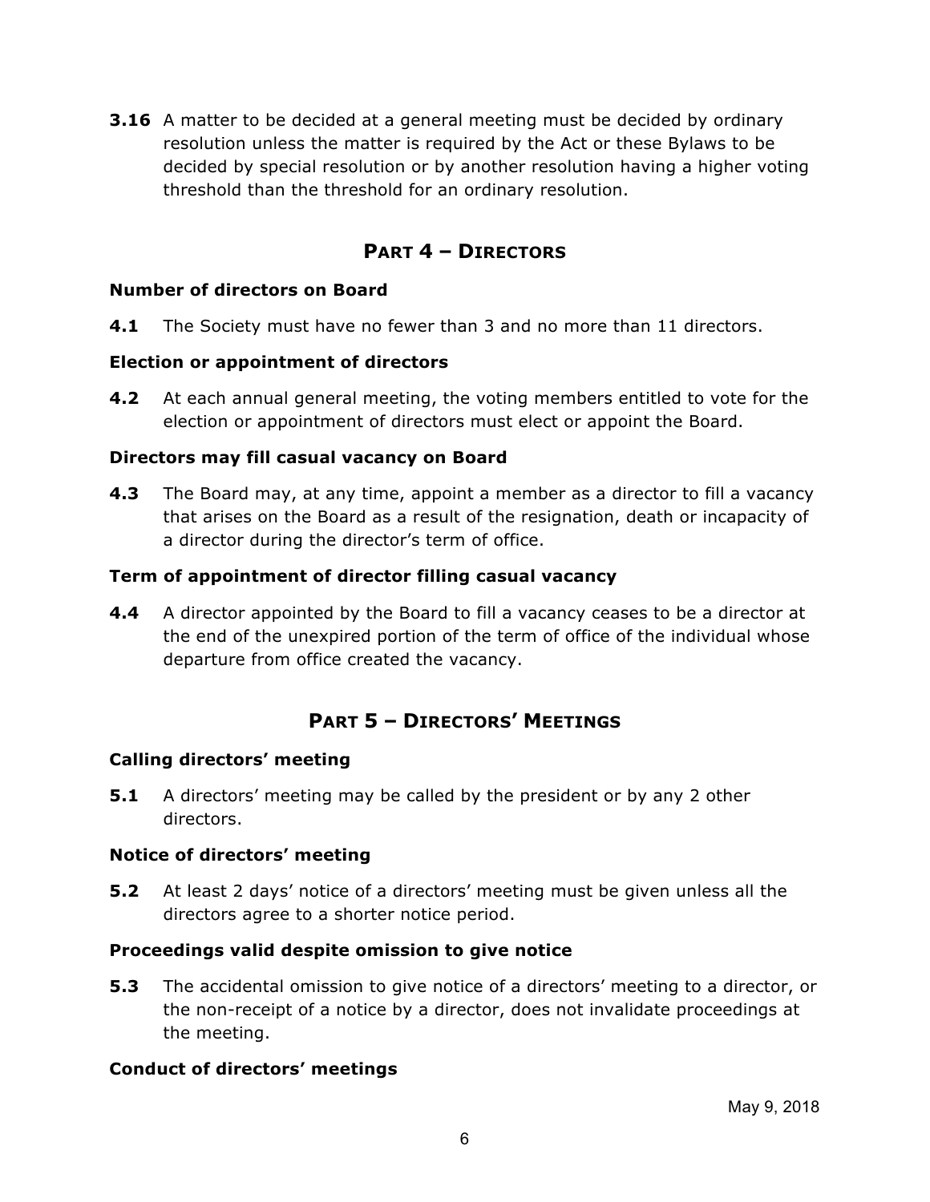**3.16** A matter to be decided at a general meeting must be decided by ordinary resolution unless the matter is required by the Act or these Bylaws to be decided by special resolution or by another resolution having a higher voting threshold than the threshold for an ordinary resolution.

## PART 4 – DIRECTORS

### Number of directors on Board

**4.1** The Society must have no fewer than 3 and no more than 11 directors.

### Election or appointment of directors

**4.2** At each annual general meeting, the voting members entitled to vote for the election or appointment of directors must elect or appoint the Board.

### Directors may fill casual vacancy on Board

**4.3** The Board may, at any time, appoint a member as a director to fill a vacancy that arises on the Board as a result of the resignation, death or incapacity of a director during the director's term of office.

### Term of appointment of director filling casual vacancy

**4.4** A director appointed by the Board to fill a vacancy ceases to be a director at the end of the unexpired portion of the term of office of the individual whose departure from office created the vacancy.

## PART 5 – DIRECTORS' MEETINGS

### Calling directors' meeting

**5.1** A directors' meeting may be called by the president or by any 2 other directors.

### Notice of directors' meeting

**5.2** At least 2 days' notice of a directors' meeting must be given unless all the directors agree to a shorter notice period.

### Proceedings valid despite omission to give notice

**5.3** The accidental omission to give notice of a directors' meeting to a director, or the non-receipt of a notice by a director, does not invalidate proceedings at the meeting.

### Conduct of directors' meetings

May 9, 2018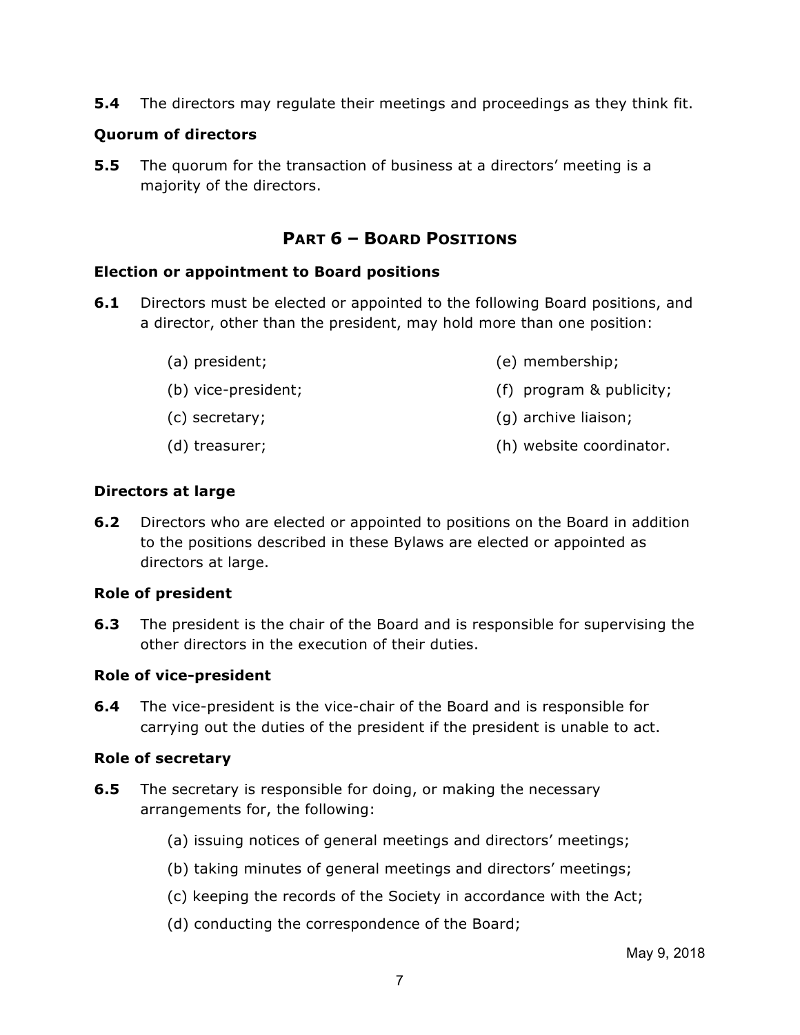**5.4** The directors may regulate their meetings and proceedings as they think fit.

**Quorum of directors**

**5.5** The quorum for the transaction of business at a directors' meeting is a majority of the directors.

## PART 6 – BOARD POSITIONS

**Election or appointment to Board positions**

**6.1** Directors must be elected or appointed to the following Board positions, and a director, other than the president, may hold more than one position:

(a) president;
(b) vice-president;
(c) secretary;
(d) treasurer;
(e) membership;
(f) program & publicity;
(g) archive liaison;
(h) website coordinator.

**Directors at large**

**6.2** Directors who are elected or appointed to positions on the Board in addition to the positions described in these Bylaws are elected or appointed as directors at large.

**Role of president**

**6.3** The president is the chair of the Board and is responsible for supervising the other directors in the execution of their duties.

**Role of vice-president**

**6.4** The vice-president is the vice-chair of the Board and is responsible for carrying out the duties of the president if the president is unable to act.

**Role of secretary**

**6.5** The secretary is responsible for doing, or making the necessary arrangements for, the following:

(a) issuing notices of general meetings and directors' meetings;
(b) taking minutes of general meetings and directors' meetings;
(c) keeping the records of the Society in accordance with the Act;
(d) conducting the correspondence of the Board;

May 9, 2018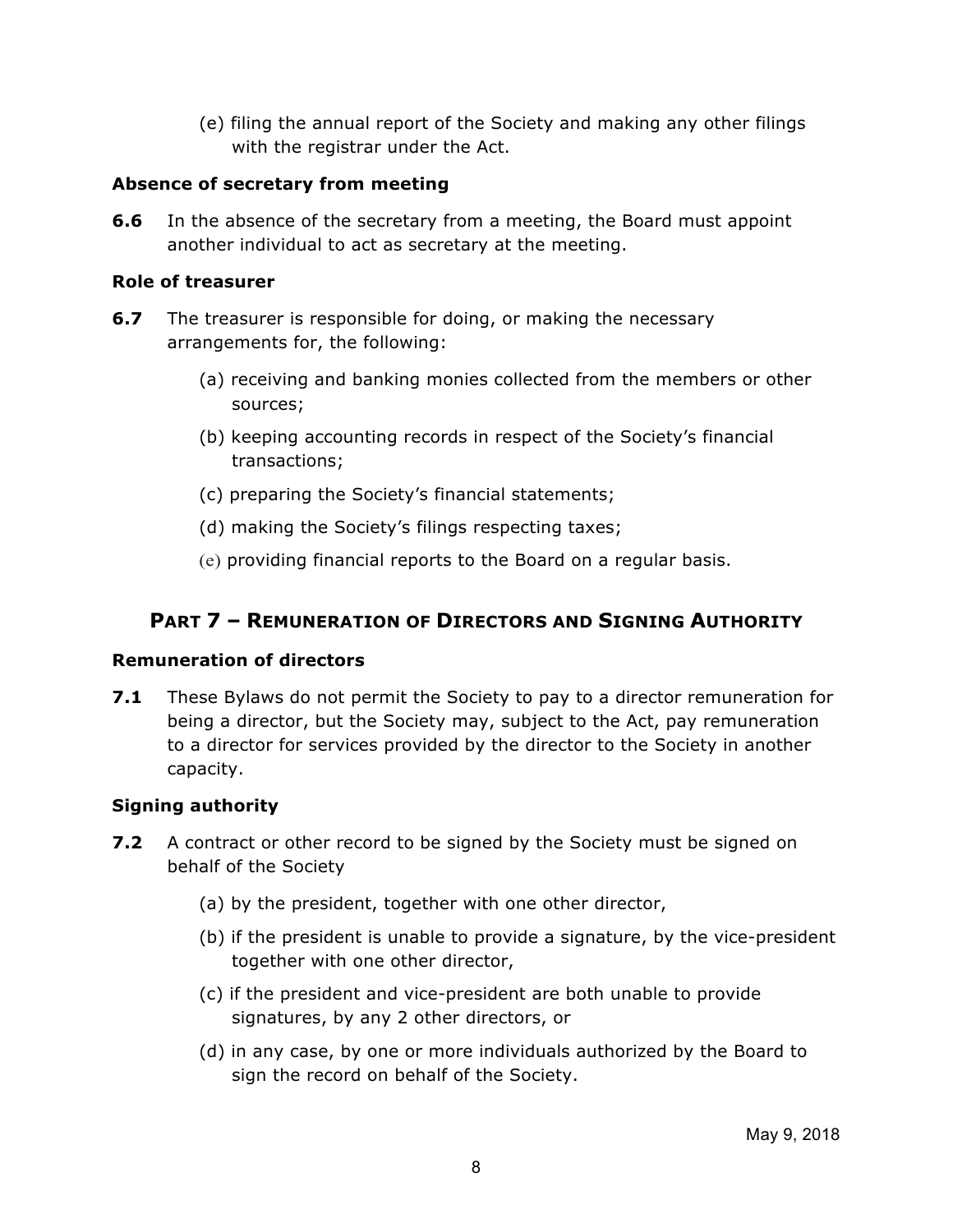(e) filing the annual report of the Society and making any other filings with the registrar under the Act.

**Absence of secretary from meeting**

**6.6** In the absence of the secretary from a meeting, the Board must appoint another individual to act as secretary at the meeting.

**Role of treasurer**

**6.7** The treasurer is responsible for doing, or making the necessary arrangements for, the following:

(a) receiving and banking monies collected from the members or other sources;

(b) keeping accounting records in respect of the Society's financial transactions;

(c) preparing the Society's financial statements;

(d) making the Society's filings respecting taxes;

(e) providing financial reports to the Board on a regular basis.

## PART 7 – REMUNERATION OF DIRECTORS AND SIGNING AUTHORITY

**Remuneration of directors**

**7.1** These Bylaws do not permit the Society to pay to a director remuneration for being a director, but the Society may, subject to the Act, pay remuneration to a director for services provided by the director to the Society in another capacity.

**Signing authority**

**7.2** A contract or other record to be signed by the Society must be signed on behalf of the Society

(a) by the president, together with one other director,

(b) if the president is unable to provide a signature, by the vice-president together with one other director,

(c) if the president and vice-president are both unable to provide signatures, by any 2 other directors, or

(d) in any case, by one or more individuals authorized by the Board to sign the record on behalf of the Society.

May 9, 2018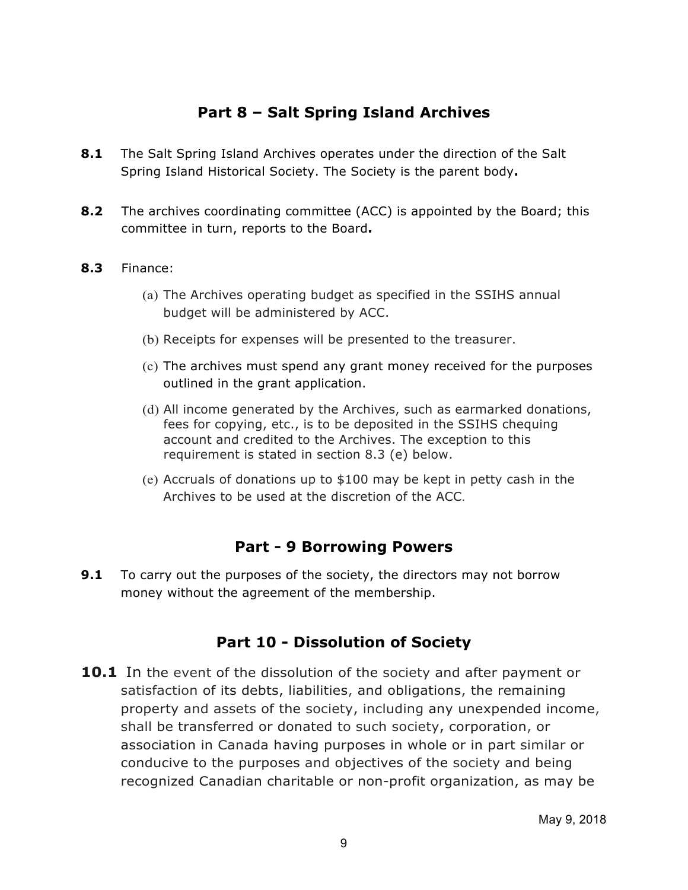## Part 8 – Salt Spring Island Archives

**8.1** The Salt Spring Island Archives operates under the direction of the Salt Spring Island Historical Society. The Society is the parent body**.**

**8.2** The archives coordinating committee (ACC) is appointed by the Board; this committee in turn, reports to the Board**.**

**8.3** Finance:

(a) The Archives operating budget as specified in the SSIHS annual budget will be administered by ACC.

(b) Receipts for expenses will be presented to the treasurer.

(c) The archives must spend any grant money received for the purposes outlined in the grant application.

(d) All income generated by the Archives, such as earmarked donations, fees for copying, etc., is to be deposited in the SSIHS chequing account and credited to the Archives. The exception to this requirement is stated in section 8.3 (e) below.

(e) Accruals of donations up to $100 may be kept in petty cash in the Archives to be used at the discretion of the ACC.

## Part - 9 Borrowing Powers

**9.1** To carry out the purposes of the society, the directors may not borrow money without the agreement of the membership.

## Part 10 - Dissolution of Society

**10.1** In the event of the dissolution of the society and after payment or satisfaction of its debts, liabilities, and obligations, the remaining property and assets of the society, including any unexpended income, shall be transferred or donated to such society, corporation, or association in Canada having purposes in whole or in part similar or conducive to the purposes and objectives of the society and being recognized Canadian charitable or non-profit organization, as may be

May 9, 2018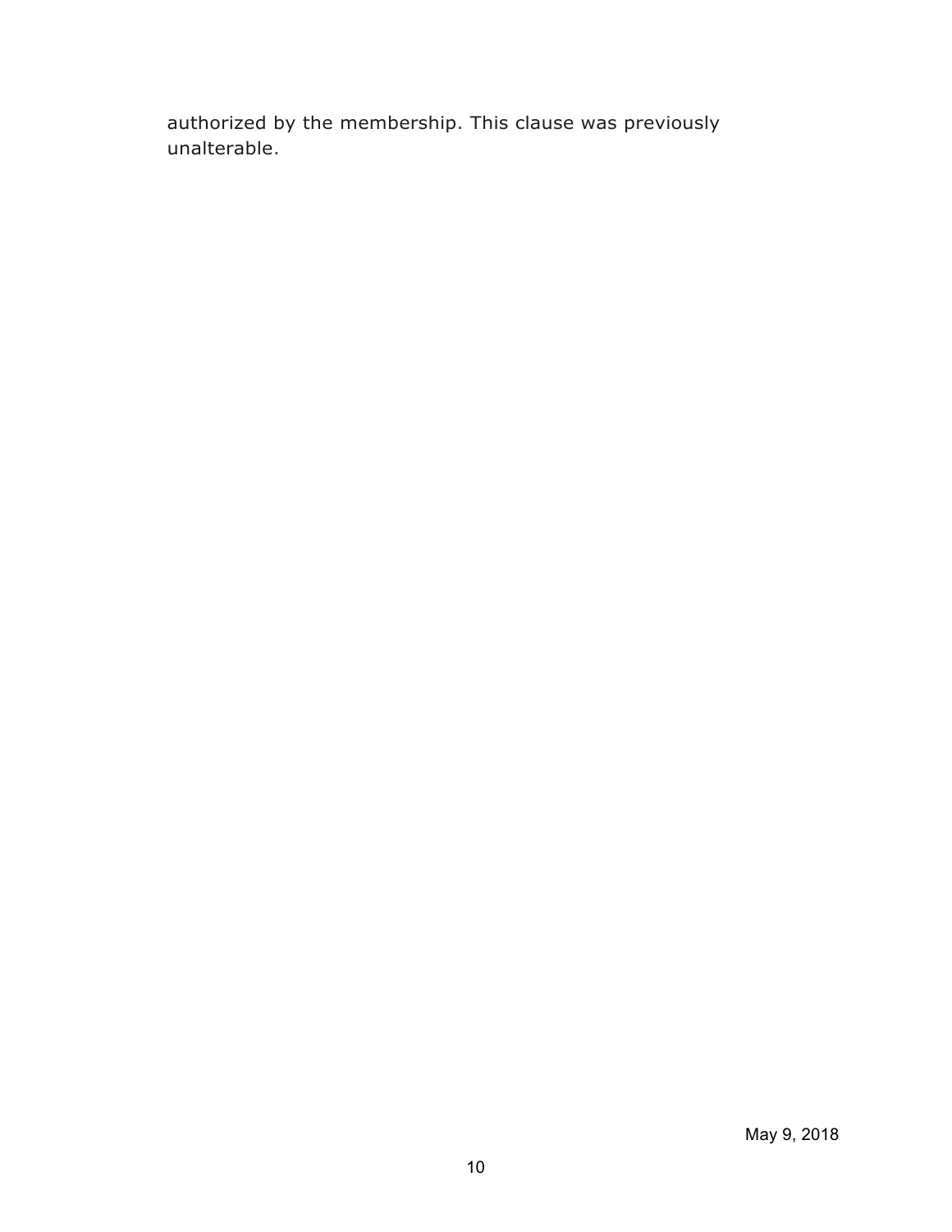authorized by the membership. This clause was previously unalterable.

May 9, 2018